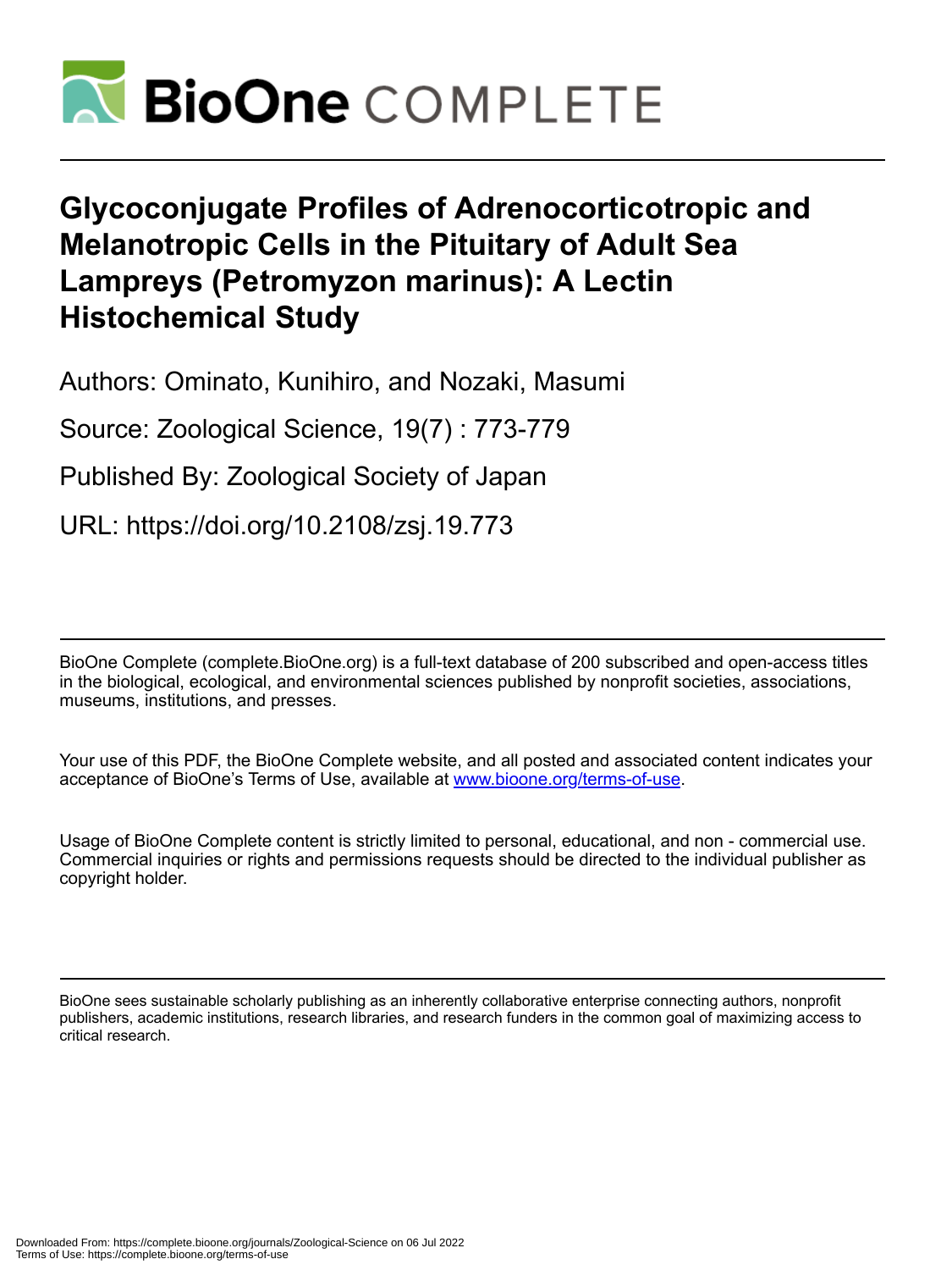# Glycoconjugate Profiles of Adrenocorticotropic and Melanotropic Cells in the Pituitary of Adult Sea Lampreys (Petromyzon marinus): A Lectin Histochemical Study

Authors: Ominato, Kunihiro, and Nozaki, Masumi

Source: Zoological Science, 19(7) : 773-779

Published By: Zoological Society of Japan

URL: https://doi.org/10.2108/zsj.19.773

BioOne Complete (complete.BioOne.org) is a full-text database of 200 subscribed and open-access titles in the biological, ecological, and environmental sciences published by nonprofit societies, associations, museums, institutions, and presses.

Your use of this PDF, the BioOne Complete website, and all posted and associated content indicates your acceptance of BioOne's Terms of Use, available at www.bioone.org/terms-of-use.

Usage of BioOne Complete content is strictly limited to personal, educational, and non - commercial use. Commercial inquiries or rights and permissions requests should be directed to the individual publisher as copyright holder.

BioOne sees sustainable scholarly publishing as an inherently collaborative enterprise connecting authors, nonprofit publishers, academic institutions, research libraries, and research funders in the common goal of maximizing access to critical research.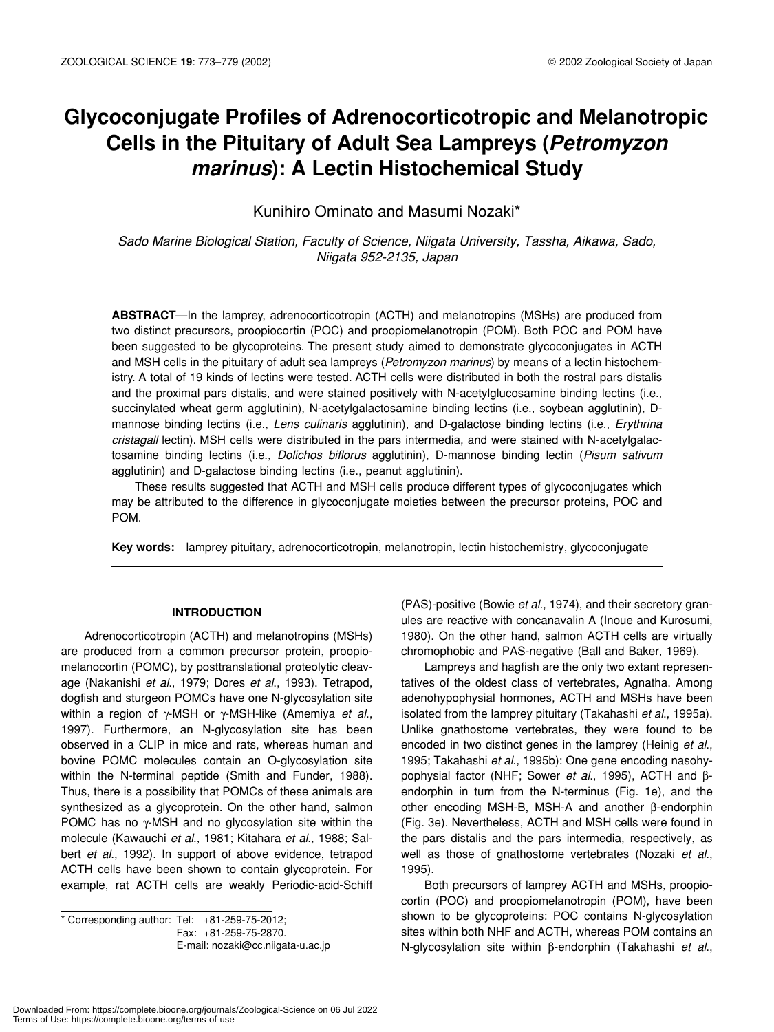# Glycoconjugate Profiles of Adrenocorticotropic and Melanotropic Cells in the Pituitary of Adult Sea Lampreys (*Petromyzon marinus*): A Lectin Histochemical Study

Kunihiro Ominato and Masumi Nozaki*

*Sado Marine Biological Station, Faculty of Science, Niigata University, Tassha, Aikawa, Sado, Niigata 952-2135, Japan*

**ABSTRACT**—In the lamprey, adrenocorticotropin (ACTH) and melanotropins (MSHs) are produced from two distinct precursors, proopiocortin (POC) and proopiomelanotropin (POM). Both POC and POM have been suggested to be glycoproteins. The present study aimed to demonstrate glycoconjugates in ACTH and MSH cells in the pituitary of adult sea lampreys (*Petromyzon marinus*) by means of a lectin histochemistry. A total of 19 kinds of lectins were tested. ACTH cells were distributed in both the rostral pars distalis and the proximal pars distalis, and were stained positively with N-acetylglucosamine binding lectins (i.e., succinylated wheat germ agglutinin), N-acetylgalactosamine binding lectins (i.e., soybean agglutinin), D-mannose binding lectins (i.e., *Lens culinaris* agglutinin), and D-galactose binding lectins (i.e., *Erythrina cristagall* lectin). MSH cells were distributed in the pars intermedia, and were stained with N-acetylgalactosamine binding lectins (i.e., *Dolichos biflorus* agglutinin), D-mannose binding lectin (*Pisum sativum* agglutinin) and D-galactose binding lectins (i.e., peanut agglutinin).

These results suggested that ACTH and MSH cells produce different types of glycoconjugates which may be attributed to the difference in glycoconjugate moieties between the precursor proteins, POC and POM.

**Key words:** lamprey pituitary, adrenocorticotropin, melanotropin, lectin histochemistry, glycoconjugate

## INTRODUCTION

Adrenocorticotropin (ACTH) and melanotropins (MSHs) are produced from a common precursor protein, proopiomelanocortin (POMC), by posttranslational proteolytic cleavage (Nakanishi *et al*., 1979; Dores *et al*., 1993). Tetrapod, dogfish and sturgeon POMCs have one N-glycosylation site within a region of γ-MSH or γ-MSH-like (Amemiya *et al*., 1997). Furthermore, an N-glycosylation site has been observed in a CLIP in mice and rats, whereas human and bovine POMC molecules contain an O-glycosylation site within the N-terminal peptide (Smith and Funder, 1988). Thus, there is a possibility that POMCs of these animals are synthesized as a glycoprotein. On the other hand, salmon POMC has no γ-MSH and no glycosylation site within the molecule (Kawauchi *et al*., 1981; Kitahara *et al*., 1988; Salbert *et al*., 1992). In support of above evidence, tetrapod ACTH cells have been shown to contain glycoprotein. For example, rat ACTH cells are weakly Periodic-acid-Schiff (PAS)-positive (Bowie *et al*., 1974), and their secretory granules are reactive with concanavalin A (Inoue and Kurosumi, 1980). On the other hand, salmon ACTH cells are virtually chromophobic and PAS-negative (Ball and Baker, 1969).

Lampreys and hagfish are the only two extant representatives of the oldest class of vertebrates, Agnatha. Among adenohypophysial hormones, ACTH and MSHs have been isolated from the lamprey pituitary (Takahashi *et al*., 1995a). Unlike gnathostome vertebrates, they were found to be encoded in two distinct genes in the lamprey (Heinig *et al*., 1995; Takahashi *et al*., 1995b): One gene encoding nasohypophysial factor (NHF; Sower *et al*., 1995), ACTH and β-endorphin in turn from the N-terminus (Fig. 1e), and the other encoding MSH-B, MSH-A and another β-endorphin (Fig. 3e). Nevertheless, ACTH and MSH cells were found in the pars distalis and the pars intermedia, respectively, as well as those of gnathostome vertebrates (Nozaki *et al*., 1995).

Both precursors of lamprey ACTH and MSHs, proopiocortin (POC) and proopiomelanotropin (POM), have been shown to be glycoproteins: POC contains N-glycosylation sites within both NHF and ACTH, whereas POM contains an N-glycosylation site within β-endorphin (Takahashi *et al*.,

---

\* Corresponding author: Tel: +81-259-75-2012;
Fax: +81-259-75-2870.
E-mail: nozaki@cc.niigata-u.ac.jp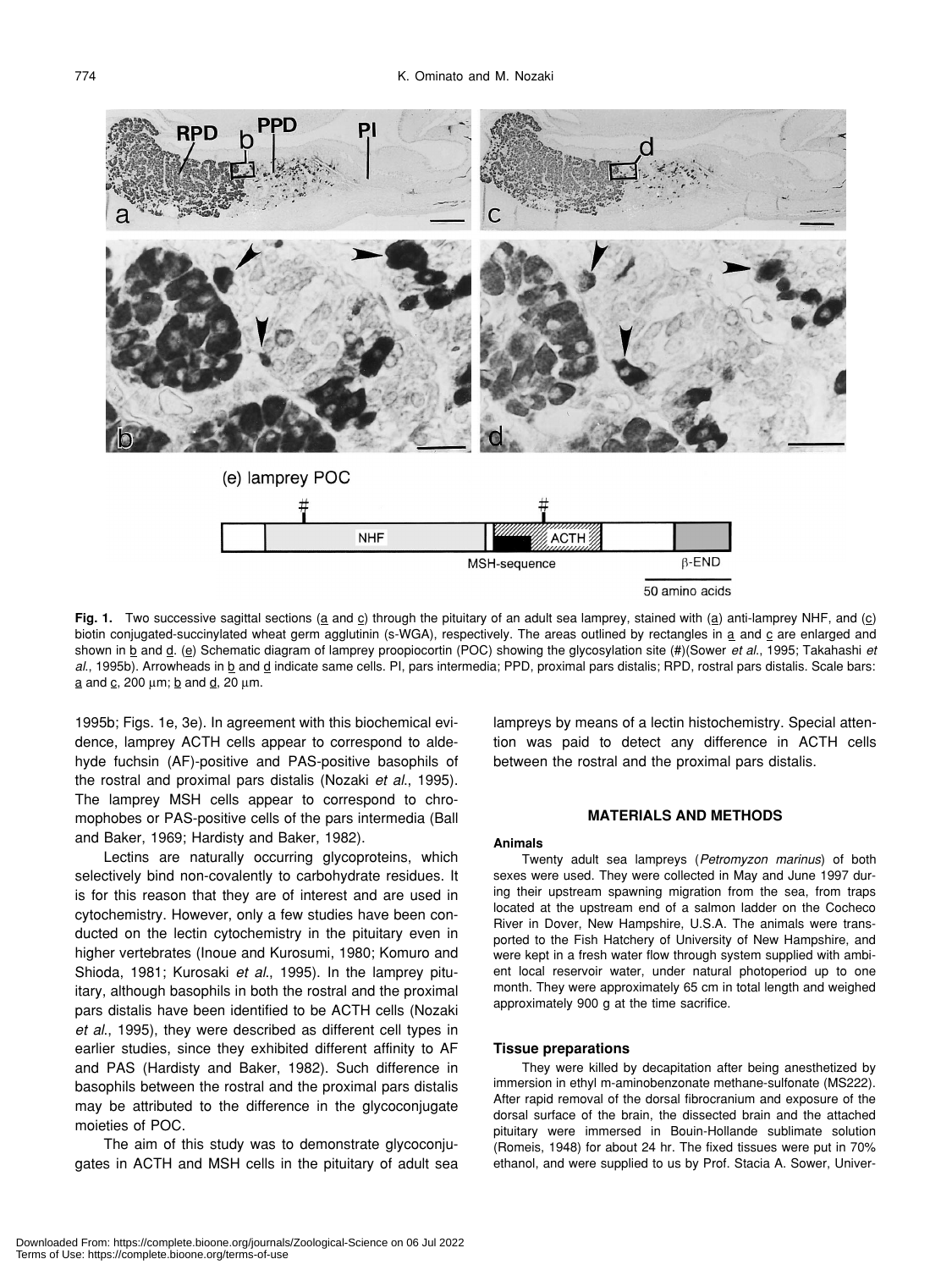**Fig. 1.** Two successive sagittal sections (a and c) through the pituitary of an adult sea lamprey, stained with (a) anti-lamprey NHF, and (c) biotin conjugated-succinylated wheat germ agglutinin (s-WGA), respectively. The areas outlined by rectangles in a and c are enlarged and shown in b and d. (e) Schematic diagram of lamprey proopiocortin (POC) showing the glycosylation site (#)(Sower *et al*., 1995; Takahashi *et al*., 1995b). Arrowheads in b and d indicate same cells. PI, pars intermedia; PPD, proximal pars distalis; RPD, rostral pars distalis. Scale bars: a and c, 200 µm; b and d, 20 µm.

1995b; Figs. 1e, 3e). In agreement with this biochemical evidence, lamprey ACTH cells appear to correspond to aldehyde fuchsin (AF)-positive and PAS-positive basophils of the rostral and proximal pars distalis (Nozaki *et al*., 1995). The lamprey MSH cells appear to correspond to chromophobes or PAS-positive cells of the pars intermedia (Ball and Baker, 1969; Hardisty and Baker, 1982).

Lectins are naturally occurring glycoproteins, which selectively bind non-covalently to carbohydrate residues. It is for this reason that they are of interest and are used in cytochemistry. However, only a few studies have been conducted on the lectin cytochemistry in the pituitary even in higher vertebrates (Inoue and Kurosumi, 1980; Komuro and Shioda, 1981; Kurosaki *et al*., 1995). In the lamprey pituitary, although basophils in both the rostral and the proximal pars distalis have been identified to be ACTH cells (Nozaki *et al*., 1995), they were described as different cell types in earlier studies, since they exhibited different affinity to AF and PAS (Hardisty and Baker, 1982). Such difference in basophils between the rostral and the proximal pars distalis may be attributed to the difference in the glycoconjugate moieties of POC.

The aim of this study was to demonstrate glycoconjugates in ACTH and MSH cells in the pituitary of adult sea lampreys by means of a lectin histochemistry. Special attention was paid to detect any difference in ACTH cells between the rostral and the proximal pars distalis.

## MATERIALS AND METHODS

### Animals

Twenty adult sea lampreys (*Petromyzon marinus*) of both sexes were used. They were collected in May and June 1997 during their upstream spawning migration from the sea, from traps located at the upstream end of a salmon ladder on the Cocheco River in Dover, New Hampshire, U.S.A. The animals were transported to the Fish Hatchery of University of New Hampshire, and were kept in a fresh water flow through system supplied with ambient local reservoir water, under natural photoperiod up to one month. They were approximately 65 cm in total length and weighed approximately 900 g at the time sacrifice.

### Tissue preparations

They were killed by decapitation after being anesthetized by immersion in ethyl m-aminobenzonate methane-sulfonate (MS222). After rapid removal of the dorsal fibrocranium and exposure of the dorsal surface of the brain, the dissected brain and the attached pituitary were immersed in Bouin-Hollande sublimate solution (Romeis, 1948) for about 24 hr. The fixed tissues were put in 70% ethanol, and were supplied to us by Prof. Stacia A. Sower, Univer-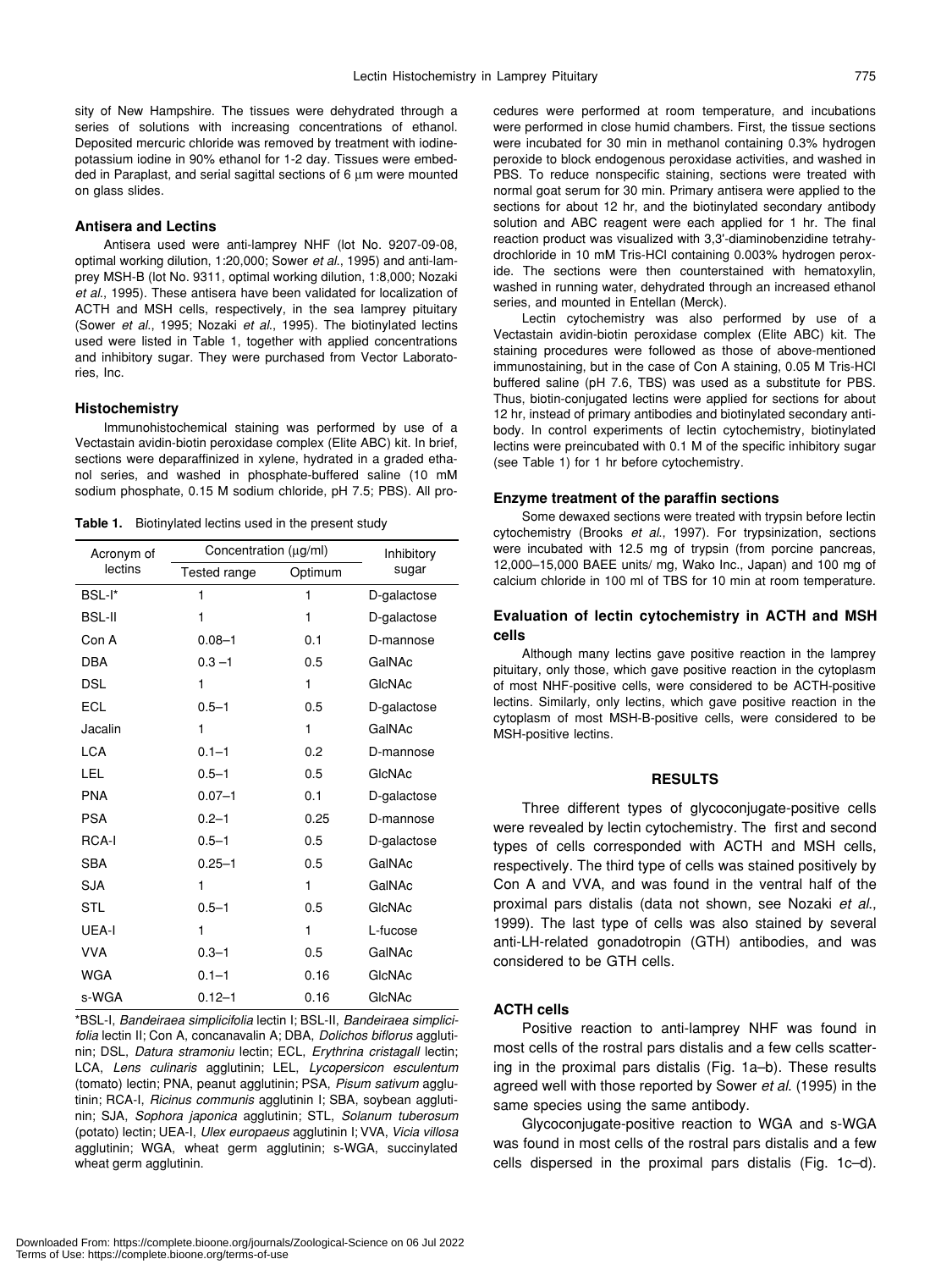sity of New Hampshire. The tissues were dehydrated through a series of solutions with increasing concentrations of ethanol. Deposited mercuric chloride was removed by treatment with iodine-potassium iodine in 90% ethanol for 1-2 day. Tissues were embedded in Paraplast, and serial sagittal sections of 6 μm were mounted on glass slides.

### Antisera and Lectins

Antisera used were anti-lamprey NHF (lot No. 9207-09-08, optimal working dilution, 1:20,000; Sower *et al*., 1995) and anti-lamprey MSH-B (lot No. 9311, optimal working dilution, 1:8,000; Nozaki *et al*., 1995). These antisera have been validated for localization of ACTH and MSH cells, respectively, in the sea lamprey pituitary (Sower *et al*., 1995; Nozaki *et al*., 1995). The biotinylated lectins used were listed in Table 1, together with applied concentrations and inhibitory sugar. They were purchased from Vector Laboratories, Inc.

### Histochemistry

Immunohistochemical staining was performed by use of a Vectastain avidin-biotin peroxidase complex (Elite ABC) kit. In brief, sections were deparaffinized in xylene, hydrated in a graded ethanol series, and washed in phosphate-buffered saline (10 mM sodium phosphate, 0.15 M sodium chloride, pH 7.5; PBS). All procedures were performed at room temperature, and incubations were performed in close humid chambers. First, the tissue sections were incubated for 30 min in methanol containing 0.3% hydrogen peroxide to block endogenous peroxidase activities, and washed in PBS. To reduce nonspecific staining, sections were treated with normal goat serum for 30 min. Primary antisera were applied to the sections for about 12 hr, and the biotinylated secondary antibody solution and ABC reagent were each applied for 1 hr. The final reaction product was visualized with 3,3'-diaminobenzidine tetrahydrochloride in 10 mM Tris-HCl containing 0.003% hydrogen peroxide. The sections were then counterstained with hematoxylin, washed in running water, dehydrated through an increased ethanol series, and mounted in Entellan (Merck).

Lectin cytochemistry was also performed by use of a Vectastain avidin-biotin peroxidase complex (Elite ABC) kit. The staining procedures were followed as those of above-mentioned immunostaining, but in the case of Con A staining, 0.05 M Tris-HCl buffered saline (pH 7.6, TBS) was used as a substitute for PBS. Thus, biotin-conjugated lectins were applied for sections for about 12 hr, instead of primary antibodies and biotinylated secondary antibody. In control experiments of lectin cytochemistry, biotinylated lectins were preincubated with 0.1 M of the specific inhibitory sugar (see Table 1) for 1 hr before cytochemistry.

**Table 1.** Biotinylated lectins used in the present study

| Acronym of lectins | Concentration (μg/ml) | | Inhibitory sugar |
|---|---|---|---|
| | Tested range | Optimum | |
| BSL-I* | 1 | 1 | D-galactose |
| BSL-II | 1 | 1 | D-galactose |
| Con A | 0.08–1 | 0.1 | D-mannose |
| DBA | 0.3 –1 | 0.5 | GalNAc |
| DSL | 1 | 1 | GlcNAc |
| ECL | 0.5–1 | 0.5 | D-galactose |
| Jacalin | 1 | 1 | GalNAc |
| LCA | 0.1–1 | 0.2 | D-mannose |
| LEL | 0.5–1 | 0.5 | GlcNAc |
| PNA | 0.07–1 | 0.1 | D-galactose |
| PSA | 0.2–1 | 0.25 | D-mannose |
| RCA-I | 0.5–1 | 0.5 | D-galactose |
| SBA | 0.25–1 | 0.5 | GalNAc |
| SJA | 1 | 1 | GalNAc |
| STL | 0.5–1 | 0.5 | GlcNAc |
| UEA-I | 1 | 1 | L-fucose |
| VVA | 0.3–1 | 0.5 | GalNAc |
| WGA | 0.1–1 | 0.16 | GlcNAc |
| s-WGA | 0.12–1 | 0.16 | GlcNAc |

*BSL-I, *Bandeiraea simplicifolia* lectin I; BSL-II, *Bandeiraea simplicifolia* lectin II; Con A, concanavalin A; DBA, *Dolichos biflorus* agglutinin; DSL, *Datura stramoniu* lectin; ECL, *Erythrina cristagall* lectin; LCA, *Lens culinaris* agglutinin; LEL, *Lycopersicon esculentum* (tomato) lectin; PNA, peanut agglutinin; PSA, *Pisum sativum* agglutinin; RCA-I, *Ricinus communis* agglutinin I; SBA, soybean agglutinin; SJA, *Sophora japonica* agglutinin; STL, *Solanum tuberosum* (potato) lectin; UEA-I, *Ulex europaeus* agglutinin I; VVA, *Vicia villosa* agglutinin; WGA, wheat germ agglutinin; s-WGA, succinylated wheat germ agglutinin.

### Enzyme treatment of the paraffin sections

Some dewaxed sections were treated with trypsin before lectin cytochemistry (Brooks *et al*., 1997). For trypsinization, sections were incubated with 12.5 mg of trypsin (from porcine pancreas, 12,000–15,000 BAEE units/ mg, Wako Inc., Japan) and 100 mg of calcium chloride in 100 ml of TBS for 10 min at room temperature.

### Evaluation of lectin cytochemistry in ACTH and MSH cells

Although many lectins gave positive reaction in the lamprey pituitary, only those, which gave positive reaction in the cytoplasm of most NHF-positive cells, were considered to be ACTH-positive lectins. Similarly, only lectins, which gave positive reaction in the cytoplasm of most MSH-B-positive cells, were considered to be MSH-positive lectins.

## RESULTS

Three different types of glycoconjugate-positive cells were revealed by lectin cytochemistry. The first and second types of cells corresponded with ACTH and MSH cells, respectively. The third type of cells was stained positively by Con A and VVA, and was found in the ventral half of the proximal pars distalis (data not shown, see Nozaki *et al*., 1999). The last type of cells was also stained by several anti-LH-related gonadotropin (GTH) antibodies, and was considered to be GTH cells.

### ACTH cells

Positive reaction to anti-lamprey NHF was found in most cells of the rostral pars distalis and a few cells scattering in the proximal pars distalis (Fig. 1a–b). These results agreed well with those reported by Sower *et al*. (1995) in the same species using the same antibody.

Glycoconjugate-positive reaction to WGA and s-WGA was found in most cells of the rostral pars distalis and a few cells dispersed in the proximal pars distalis (Fig. 1c–d).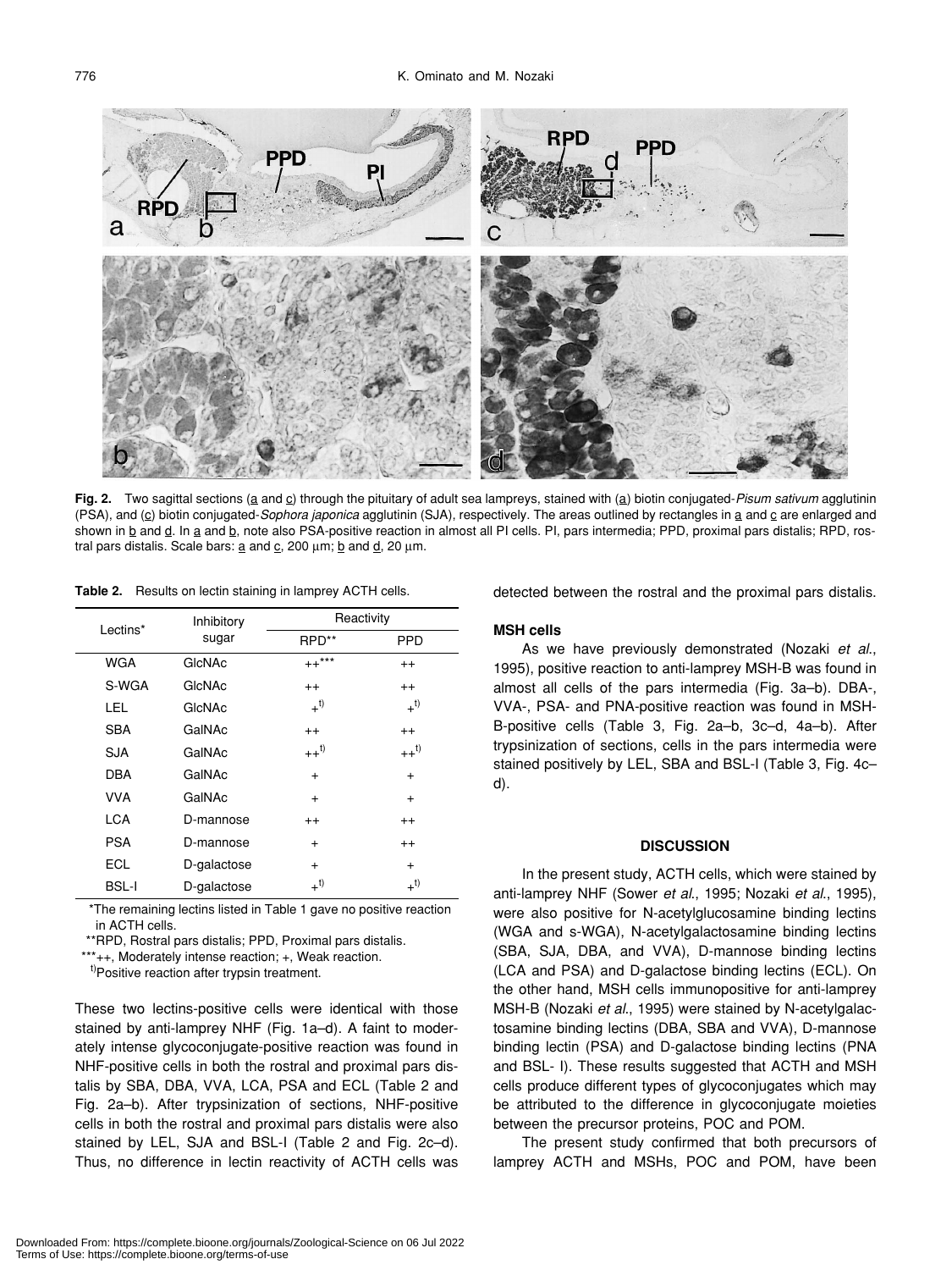**Fig. 2.** Two sagittal sections (a and c) through the pituitary of adult sea lampreys, stained with (a) biotin conjugated-*Pisum sativum* agglutinin (PSA), and (c) biotin conjugated-*Sophora japonica* agglutinin (SJA), respectively. The areas outlined by rectangles in a and c are enlarged and shown in b and d. In a and b, note also PSA-positive reaction in almost all PI cells. PI, pars intermedia; PPD, proximal pars distalis; RPD, rostral pars distalis. Scale bars: a and c, 200 µm; b and d, 20 µm.

**Table 2.** Results on lectin staining in lamprey ACTH cells.

| Lectins* | Inhibitory sugar | Reactivity | |
|---|---|---|---|
| | | RPD** | PPD |
| WGA | GlcNAc | ++*** | ++ |
| S-WGA | GlcNAc | ++ | ++ |
| LEL | GlcNAc | +[t)] | +[t)] |
| SBA | GalNAc | ++ | ++ |
| SJA | GalNAc | ++[t)] | ++[t)] |
| DBA | GalNAc | + | + |
| VVA | GalNAc | + | + |
| LCA | D-mannose | ++ | ++ |
| PSA | D-mannose | + | ++ |
| ECL | D-galactose | + | + |
| BSL-I | D-galactose | +[t)] | +[t)] |

*The remaining lectins listed in Table 1 gave no positive reaction in ACTH cells.
**RPD, Rostral pars distalis; PPD, Proximal pars distalis.
***++, Moderately intense reaction; +, Weak reaction.
[t)]Positive reaction after trypsin treatment.

These two lectins-positive cells were identical with those stained by anti-lamprey NHF (Fig. 1a–d). A faint to moderately intense glycoconjugate-positive reaction was found in NHF-positive cells in both the rostral and proximal pars distalis by SBA, DBA, VVA, LCA, PSA and ECL (Table 2 and Fig. 2a–b). After trypsinization of sections, NHF-positive cells in both the rostral and proximal pars distalis were also stained by LEL, SJA and BSL-I (Table 2 and Fig. 2c–d). Thus, no difference in lectin reactivity of ACTH cells was detected between the rostral and the proximal pars distalis.

### MSH cells

As we have previously demonstrated (Nozaki *et al.*, 1995), positive reaction to anti-lamprey MSH-B was found in almost all cells of the pars intermedia (Fig. 3a–b). DBA-, VVA-, PSA- and PNA-positive reaction was found in MSH-B-positive cells (Table 3, Fig. 2a–b, 3c–d, 4a–b). After trypsinization of sections, cells in the pars intermedia were stained positively by LEL, SBA and BSL-I (Table 3, Fig. 4c–d).

## DISCUSSION

In the present study, ACTH cells, which were stained by anti-lamprey NHF (Sower *et al.*, 1995; Nozaki *et al.*, 1995), were also positive for N-acetylglucosamine binding lectins (WGA and s-WGA), N-acetylgalactosamine binding lectins (SBA, SJA, DBA, and VVA), D-mannose binding lectins (LCA and PSA) and D-galactose binding lectins (ECL). On the other hand, MSH cells immunopositive for anti-lamprey MSH-B (Nozaki *et al.*, 1995) were stained by N-acetylgalactosamine binding lectins (DBA, SBA and VVA), D-mannose binding lectin (PSA) and D-galactose binding lectins (PNA and BSL- I). These results suggested that ACTH and MSH cells produce different types of glycoconjugates which may be attributed to the difference in glycoconjugate moieties between the precursor proteins, POC and POM.

The present study confirmed that both precursors of lamprey ACTH and MSHs, POC and POM, have been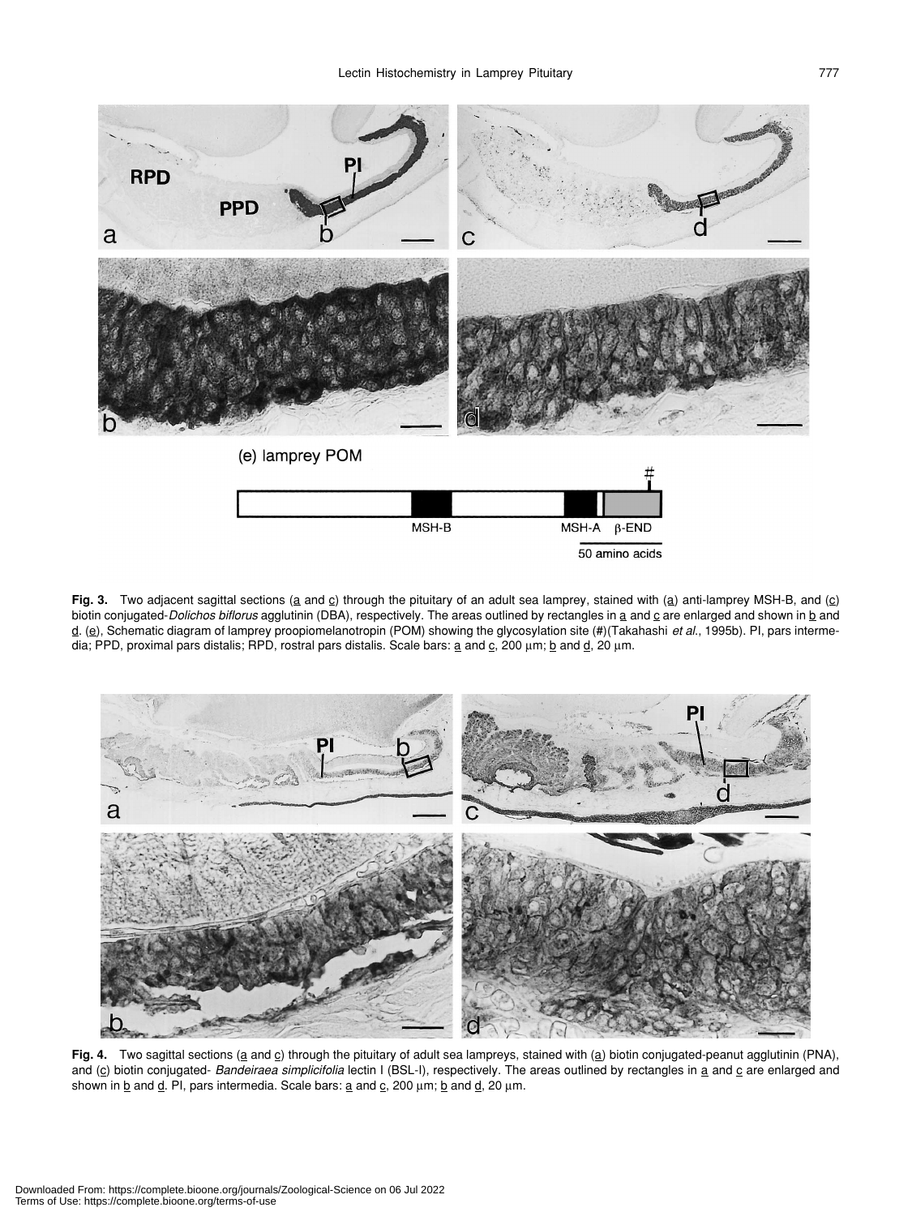**Fig. 3.** Two adjacent sagittal sections (a and c) through the pituitary of an adult sea lamprey, stained with (a) anti-lamprey MSH-B, and (c) biotin conjugated-*Dolichos biflorus* agglutinin (DBA), respectively. The areas outlined by rectangles in a and c are enlarged and shown in b and d. (e), Schematic diagram of lamprey proopiomelanotropin (POM) showing the glycosylation site (#)(Takahashi *et al.*, 1995b). PI, pars intermedia; PPD, proximal pars distalis; RPD, rostral pars distalis. Scale bars: a and c, 200 μm; b and d, 20 μm.

**Fig. 4.** Two sagittal sections (a and c) through the pituitary of adult sea lampreys, stained with (a) biotin conjugated-peanut agglutinin (PNA), and (c) biotin conjugated- *Bandeiraea simplicifolia* lectin I (BSL-I), respectively. The areas outlined by rectangles in a and c are enlarged and shown in b and d. PI, pars intermedia. Scale bars: a and c, 200 μm; b and d, 20 μm.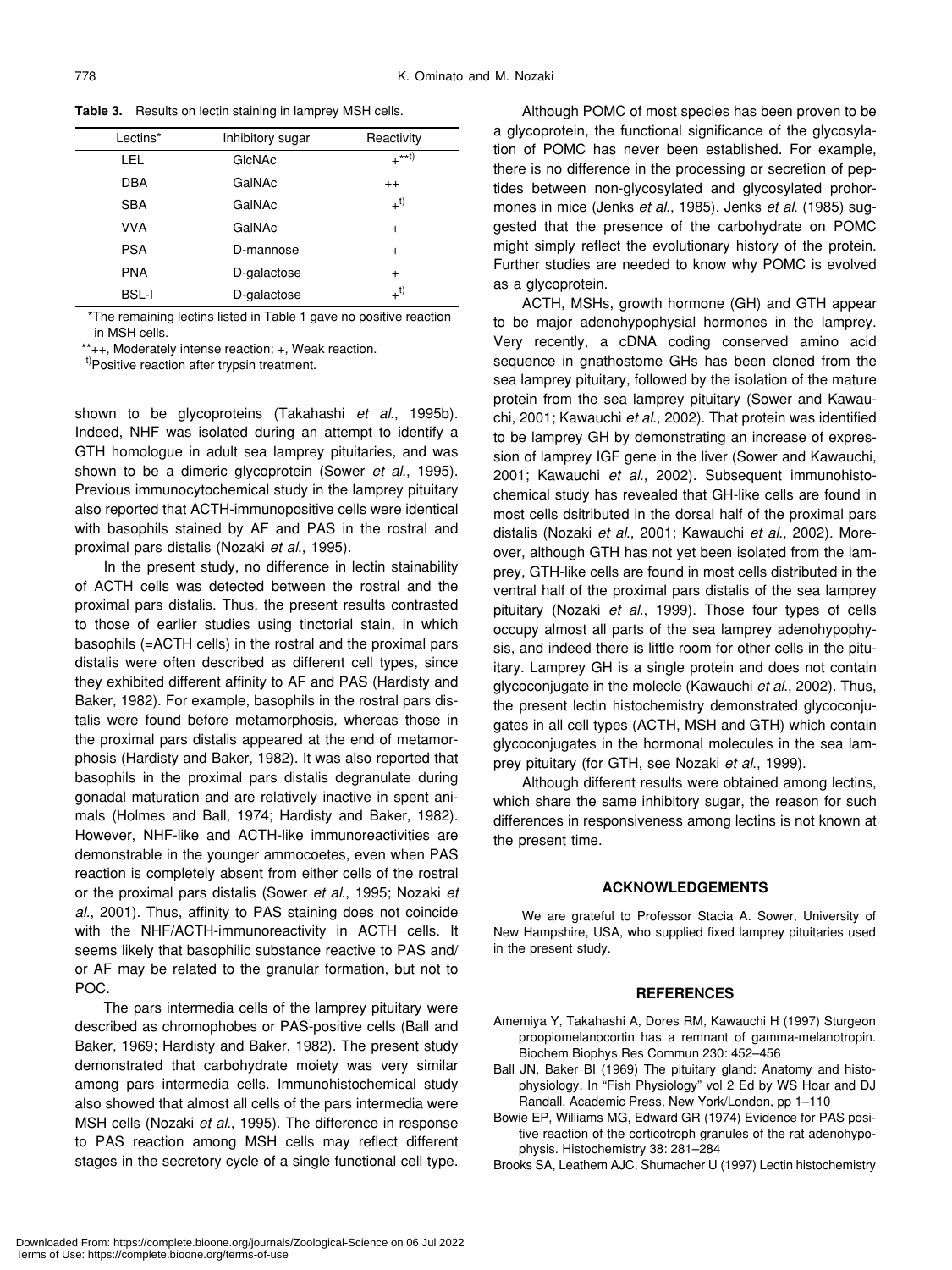**Table 3.** Results on lectin staining in lamprey MSH cells.

| Lectins* | Inhibitory sugar | Reactivity |
|---|---|---|
| LEL | GlcNAc | +**[t)] |
| DBA | GalNAc | ++ |
| SBA | GalNAc | +[t)] |
| VVA | GalNAc | + |
| PSA | D-mannose | + |
| PNA | D-galactose | + |
| BSL-I | D-galactose | +[t)] |

*The remaining lectins listed in Table 1 gave no positive reaction in MSH cells.

**++, Moderately intense reaction; +, Weak reaction.

[t)]Positive reaction after trypsin treatment.

shown to be glycoproteins (Takahashi *et al.*, 1995b). Indeed, NHF was isolated during an attempt to identify a GTH homologue in adult sea lamprey pituitaries, and was shown to be a dimeric glycoprotein (Sower *et al.*, 1995). Previous immunocytochemical study in the lamprey pituitary also reported that ACTH-immunopositive cells were identical with basophils stained by AF and PAS in the rostral and proximal pars distalis (Nozaki *et al.*, 1995).

In the present study, no difference in lectin stainability of ACTH cells was detected between the rostral and the proximal pars distalis. Thus, the present results contrasted to those of earlier studies using tinctorial stain, in which basophils (=ACTH cells) in the rostral and the proximal pars distalis were often described as different cell types, since they exhibited different affinity to AF and PAS (Hardisty and Baker, 1982). For example, basophils in the rostral pars distalis were found before metamorphosis, whereas those in the proximal pars distalis appeared at the end of metamorphosis (Hardisty and Baker, 1982). It was also reported that basophils in the proximal pars distalis degranulate during gonadal maturation and are relatively inactive in spent animals (Holmes and Ball, 1974; Hardisty and Baker, 1982). However, NHF-like and ACTH-like immunoreactivities are demonstrable in the younger ammocoetes, even when PAS reaction is completely absent from either cells of the rostral or the proximal pars distalis (Sower *et al.*, 1995; Nozaki *et al.*, 2001). Thus, affinity to PAS staining does not coincide with the NHF/ACTH-immunoreactivity in ACTH cells. It seems likely that basophilic substance reactive to PAS and/ or AF may be related to the granular formation, but not to POC.

The pars intermedia cells of the lamprey pituitary were described as chromophobes or PAS-positive cells (Ball and Baker, 1969; Hardisty and Baker, 1982). The present study demonstrated that carbohydrate moiety was very similar among pars intermedia cells. Immunohistochemical study also showed that almost all cells of the pars intermedia were MSH cells (Nozaki *et al.*, 1995). The difference in response to PAS reaction among MSH cells may reflect different stages in the secretory cycle of a single functional cell type.

Although POMC of most species has been proven to be a glycoprotein, the functional significance of the glycosylation of POMC has never been established. For example, there is no difference in the processing or secretion of peptides between non-glycosylated and glycosylated prohormones in mice (Jenks *et al.*, 1985). Jenks *et al.* (1985) suggested that the presence of the carbohydrate on POMC might simply reflect the evolutionary history of the protein. Further studies are needed to know why POMC is evolved as a glycoprotein.

ACTH, MSHs, growth hormone (GH) and GTH appear to be major adenohypophysial hormones in the lamprey. Very recently, a cDNA coding conserved amino acid sequence in gnathostome GHs has been cloned from the sea lamprey pituitary, followed by the isolation of the mature protein from the sea lamprey pituitary (Sower and Kawauchi, 2001; Kawauchi *et al.*, 2002). That protein was identified to be lamprey GH by demonstrating an increase of expression of lamprey IGF gene in the liver (Sower and Kawauchi, 2001; Kawauchi *et al.*, 2002). Subsequent immunohistochemical study has revealed that GH-like cells are found in most cells dsitributed in the dorsal half of the proximal pars distalis (Nozaki *et al.*, 2001; Kawauchi *et al.*, 2002). Moreover, although GTH has not yet been isolated from the lamprey, GTH-like cells are found in most cells distributed in the ventral half of the proximal pars distalis of the sea lamprey pituitary (Nozaki *et al.*, 1999). Those four types of cells occupy almost all parts of the sea lamprey adenohypophysis, and indeed there is little room for other cells in the pituitary. Lamprey GH is a single protein and does not contain glycoconjugate in the molecle (Kawauchi *et al.*, 2002). Thus, the present lectin histochemistry demonstrated glycoconjugates in all cell types (ACTH, MSH and GTH) which contain glycoconjugates in the hormonal molecules in the sea lamprey pituitary (for GTH, see Nozaki *et al.*, 1999).

Although different results were obtained among lectins, which share the same inhibitory sugar, the reason for such differences in responsiveness among lectins is not known at the present time.

## ACKNOWLEDGEMENTS

We are grateful to Professor Stacia A. Sower, University of New Hampshire, USA, who supplied fixed lamprey pituitaries used in the present study.

## REFERENCES

Amemiya Y, Takahashi A, Dores RM, Kawauchi H (1997) Sturgeon proopiomelanocortin has a remnant of gamma-melanotropin. Biochem Biophys Res Commun 230: 452–456

Ball JN, Baker BI (1969) The pituitary gland: Anatomy and histophysiology. In "Fish Physiology" vol 2 Ed by WS Hoar and DJ Randall, Academic Press, New York/London, pp 1–110

Bowie EP, Williams MG, Edward GR (1974) Evidence for PAS positive reaction of the corticotroph granules of the rat adenohypophysis. Histochemistry 38: 281–284

Brooks SA, Leathem AJC, Shumacher U (1997) Lectin histochemistry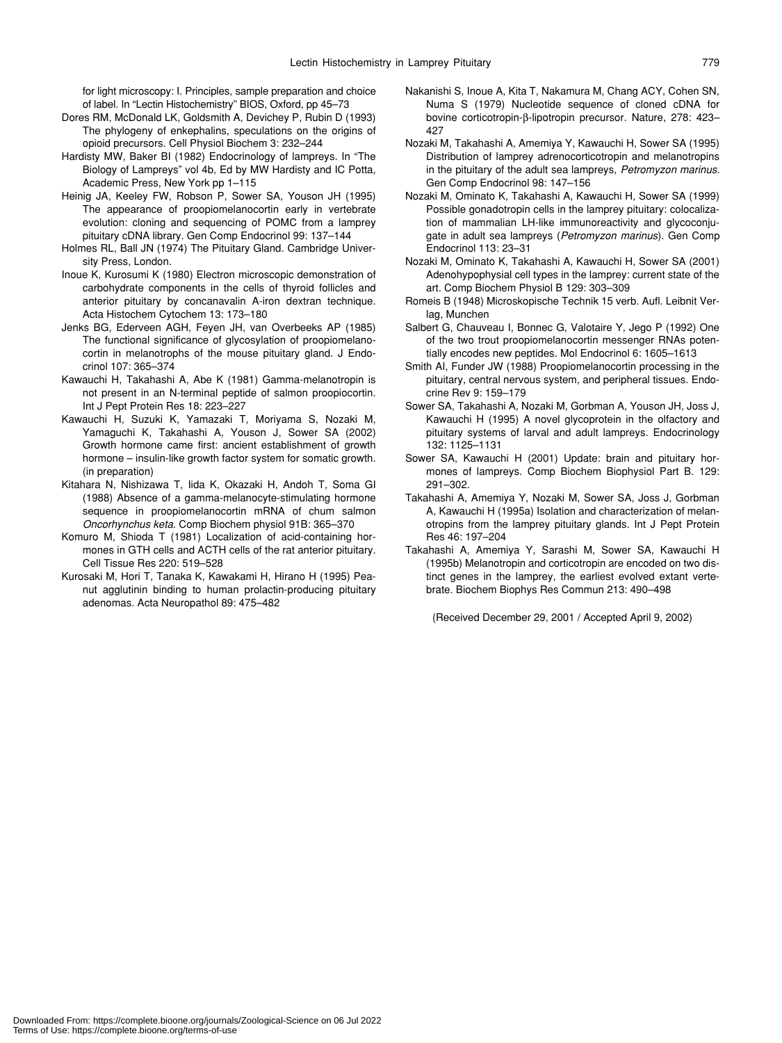for light microscopy: I. Principles, sample preparation and choice of label. In “Lectin Histochemistry” BIOS, Oxford, pp 45–73

Dores RM, McDonald LK, Goldsmith A, Devichey P, Rubin D (1993) The phylogeny of enkephalins, speculations on the origins of opioid precursors. Cell Physiol Biochem 3: 232–244

Hardisty MW, Baker BI (1982) Endocrinology of lampreys. In “The Biology of Lampreys” vol 4b, Ed by MW Hardisty and IC Potta, Academic Press, New York pp 1–115

Heinig JA, Keeley FW, Robson P, Sower SA, Youson JH (1995) The appearance of proopiomelanocortin early in vertebrate evolution: cloning and sequencing of POMC from a lamprey pituitary cDNA library. Gen Comp Endocrinol 99: 137–144

Holmes RL, Ball JN (1974) The Pituitary Gland. Cambridge University Press, London.

Inoue K, Kurosumi K (1980) Electron microscopic demonstration of carbohydrate components in the cells of thyroid follicles and anterior pituitary by concanavalin A-iron dextran technique. Acta Histochem Cytochem 13: 173–180

Jenks BG, Ederveen AGH, Feyen JH, van Overbeeks AP (1985) The functional significance of glycosylation of proopiomelanocortin in melanotrophs of the mouse pituitary gland. J Endocrinol 107: 365–374

Kawauchi H, Takahashi A, Abe K (1981) Gamma-melanotropin is not present in an N-terminal peptide of salmon proopiocortin. Int J Pept Protein Res 18: 223–227

Kawauchi H, Suzuki K, Yamazaki T, Moriyama S, Nozaki M, Yamaguchi K, Takahashi A, Youson J, Sower SA (2002) Growth hormone came first: ancient establishment of growth hormone – insulin-like growth factor system for somatic growth. (in preparation)

Kitahara N, Nishizawa T, Iida K, Okazaki H, Andoh T, Soma GI (1988) Absence of a gamma-melanocyte-stimulating hormone sequence in proopiomelanocortin mRNA of chum salmon *Oncorhynchus keta*. Comp Biochem physiol 91B: 365–370

Komuro M, Shioda T (1981) Localization of acid-containing hormones in GTH cells and ACTH cells of the rat anterior pituitary. Cell Tissue Res 220: 519–528

Kurosaki M, Hori T, Tanaka K, Kawakami H, Hirano H (1995) Peanut agglutinin binding to human prolactin-producing pituitary adenomas. Acta Neuropathol 89: 475–482

Nakanishi S, Inoue A, Kita T, Nakamura M, Chang ACY, Cohen SN, Numa S (1979) Nucleotide sequence of cloned cDNA for bovine corticotropin-β-lipotropin precursor. Nature, 278: 423–427

Nozaki M, Takahashi A, Amemiya Y, Kawauchi H, Sower SA (1995) Distribution of lamprey adrenocorticotropin and melanotropins in the pituitary of the adult sea lampreys, *Petromyzon marinus*. Gen Comp Endocrinol 98: 147–156

Nozaki M, Ominato K, Takahashi A, Kawauchi H, Sower SA (1999) Possible gonadotropin cells in the lamprey pituitary: colocalization of mammalian LH-like immunoreactivity and glycoconjugate in adult sea lampreys (*Petromyzon marinus*). Gen Comp Endocrinol 113: 23–31

Nozaki M, Ominato K, Takahashi A, Kawauchi H, Sower SA (2001) Adenohypophysial cell types in the lamprey: current state of the art. Comp Biochem Physiol B 129: 303–309

Romeis B (1948) Microskopische Technik 15 verb. Aufl. Leibnit Verlag, Munchen

Salbert G, Chauveau I, Bonnec G, Valotaire Y, Jego P (1992) One of the two trout proopiomelanocortin messenger RNAs potentially encodes new peptides. Mol Endocrinol 6: 1605–1613

Smith AI, Funder JW (1988) Proopiomelanocortin processing in the pituitary, central nervous system, and peripheral tissues. Endocrine Rev 9: 159–179

Sower SA, Takahashi A, Nozaki M, Gorbman A, Youson JH, Joss J, Kawauchi H (1995) A novel glycoprotein in the olfactory and pituitary systems of larval and adult lampreys. Endocrinology 132: 1125–1131

Sower SA, Kawauchi H (2001) Update: brain and pituitary hormones of lampreys. Comp Biochem Biophysiol Part B. 129: 291–302.

Takahashi A, Amemiya Y, Nozaki M, Sower SA, Joss J, Gorbman A, Kawauchi H (1995a) Isolation and characterization of melanotropins from the lamprey pituitary glands. Int J Pept Protein Res 46: 197–204

Takahashi A, Amemiya Y, Sarashi M, Sower SA, Kawauchi H (1995b) Melanotropin and corticotropin are encoded on two distinct genes in the lamprey, the earliest evolved extant vertebrate. Biochem Biophys Res Commun 213: 490–498

(Received December 29, 2001 / Accepted April 9, 2002)